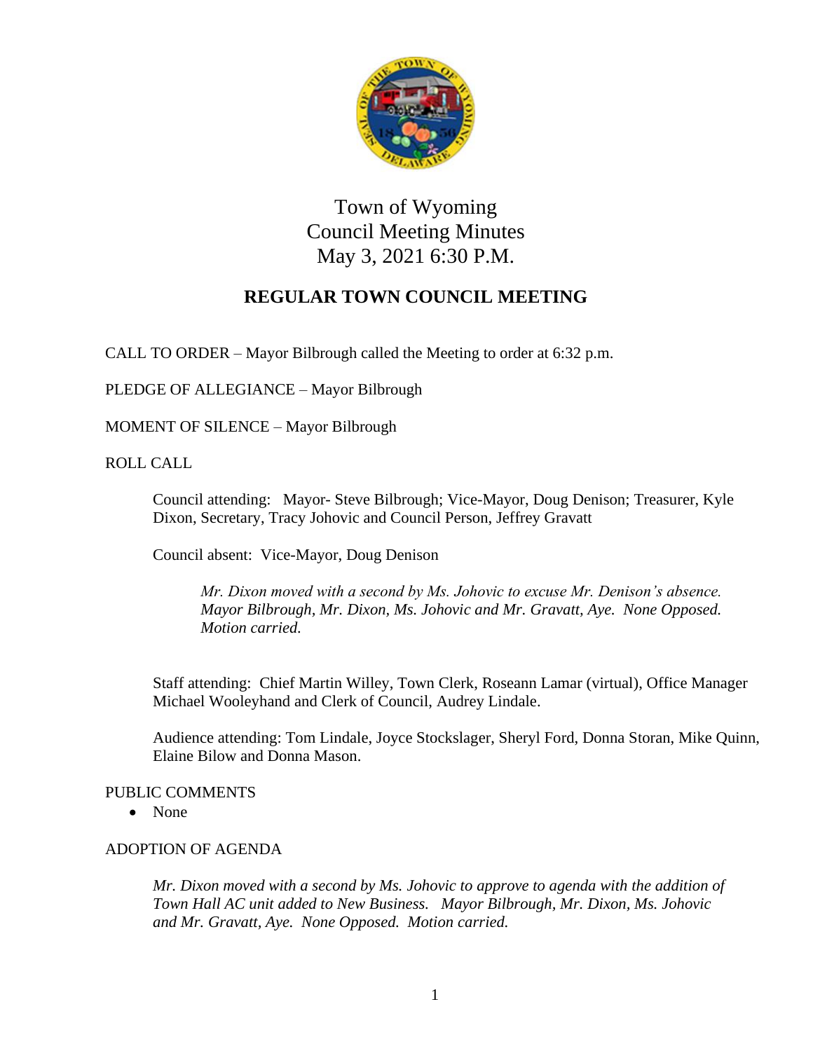# Town of Wyoming
# Council Meeting Minutes
# May 3, 2021 6:30 P.M.

## REGULAR TOWN COUNCIL MEETING

CALL TO ORDER – Mayor Bilbrough called the Meeting to order at 6:32 p.m.

PLEDGE OF ALLEGIANCE – Mayor Bilbrough

MOMENT OF SILENCE – Mayor Bilbrough

ROLL CALL

Council attending: Mayor- Steve Bilbrough; Vice-Mayor, Doug Denison; Treasurer, Kyle Dixon, Secretary, Tracy Johovic and Council Person, Jeffrey Gravatt

Council absent: Vice-Mayor, Doug Denison

*Mr. Dixon moved with a second by Ms. Johovic to excuse Mr. Denison's absence. Mayor Bilbrough, Mr. Dixon, Ms. Johovic and Mr. Gravatt, Aye. None Opposed. Motion carried.*

Staff attending: Chief Martin Willey, Town Clerk, Roseann Lamar (virtual), Office Manager Michael Wooleyhand and Clerk of Council, Audrey Lindale.

Audience attending: Tom Lindale, Joyce Stockslager, Sheryl Ford, Donna Storan, Mike Quinn, Elaine Bilow and Donna Mason.

PUBLIC COMMENTS

- None

ADOPTION OF AGENDA

*Mr. Dixon moved with a second by Ms. Johovic to approve to agenda with the addition of Town Hall AC unit added to New Business. Mayor Bilbrough, Mr. Dixon, Ms. Johovic and Mr. Gravatt, Aye. None Opposed. Motion carried.*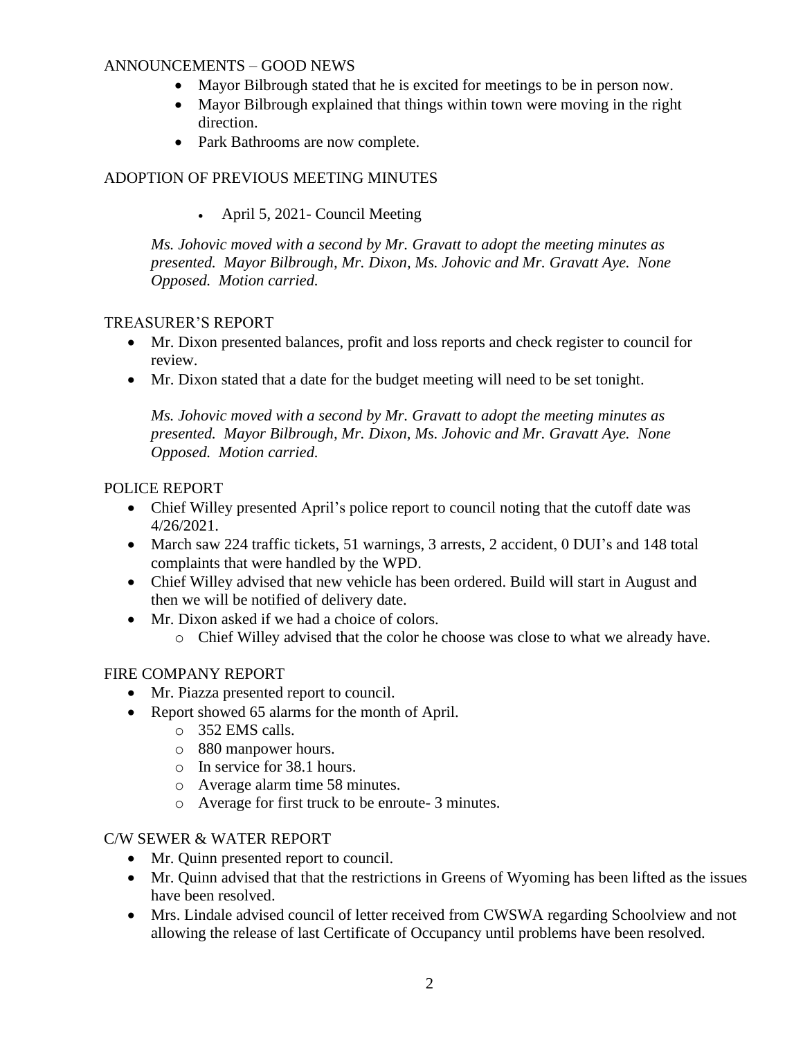## ANNOUNCEMENTS – GOOD NEWS

- Mayor Bilbrough stated that he is excited for meetings to be in person now.
- Mayor Bilbrough explained that things within town were moving in the right direction.
- Park Bathrooms are now complete.

## ADOPTION OF PREVIOUS MEETING MINUTES

- April 5, 2021- Council Meeting

*Ms. Johovic moved with a second by Mr. Gravatt to adopt the meeting minutes as presented. Mayor Bilbrough, Mr. Dixon, Ms. Johovic and Mr. Gravatt Aye. None Opposed. Motion carried.*

## TREASURER'S REPORT

- Mr. Dixon presented balances, profit and loss reports and check register to council for review.
- Mr. Dixon stated that a date for the budget meeting will need to be set tonight.

*Ms. Johovic moved with a second by Mr. Gravatt to adopt the meeting minutes as presented. Mayor Bilbrough, Mr. Dixon, Ms. Johovic and Mr. Gravatt Aye. None Opposed. Motion carried.*

## POLICE REPORT

- Chief Willey presented April's police report to council noting that the cutoff date was 4/26/2021.
- March saw 224 traffic tickets, 51 warnings, 3 arrests, 2 accident, 0 DUI's and 148 total complaints that were handled by the WPD.
- Chief Willey advised that new vehicle has been ordered. Build will start in August and then we will be notified of delivery date.
- Mr. Dixon asked if we had a choice of colors.
  - Chief Willey advised that the color he choose was close to what we already have.

## FIRE COMPANY REPORT

- Mr. Piazza presented report to council.
- Report showed 65 alarms for the month of April.
  - 352 EMS calls.
  - 880 manpower hours.
  - In service for 38.1 hours.
  - Average alarm time 58 minutes.
  - Average for first truck to be enroute- 3 minutes.

## C/W SEWER & WATER REPORT

- Mr. Quinn presented report to council.
- Mr. Quinn advised that that the restrictions in Greens of Wyoming has been lifted as the issues have been resolved.
- Mrs. Lindale advised council of letter received from CWSWA regarding Schoolview and not allowing the release of last Certificate of Occupancy until problems have been resolved.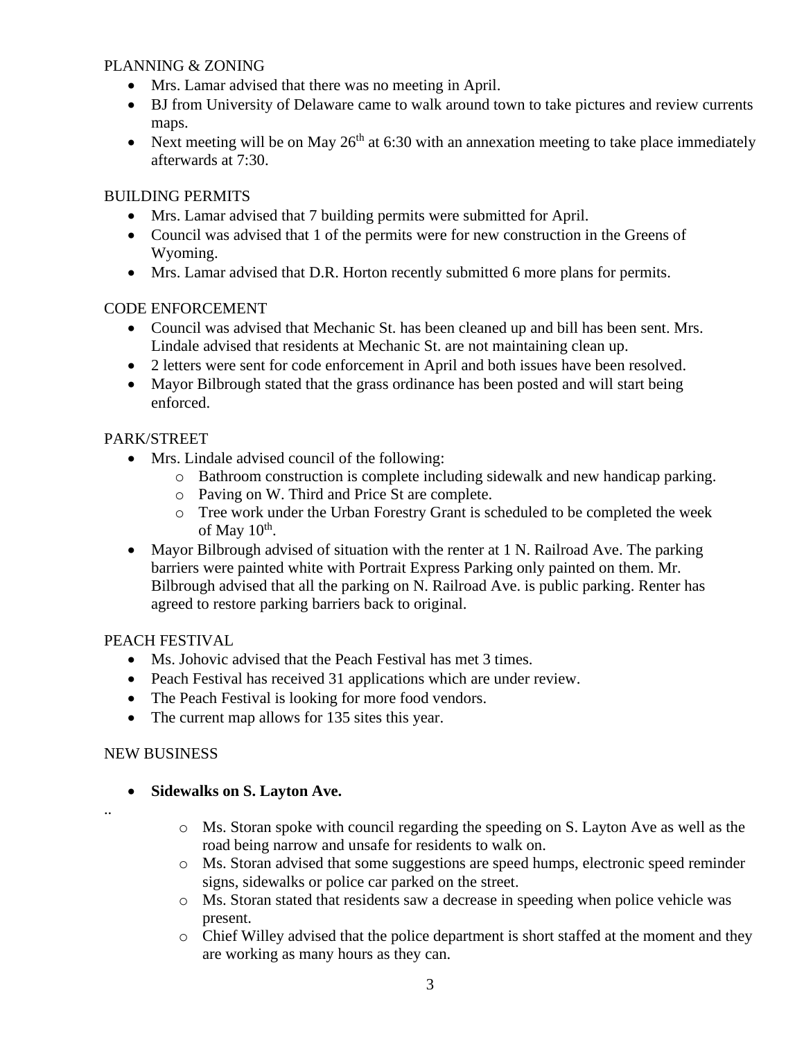PLANNING & ZONING

- Mrs. Lamar advised that there was no meeting in April.
- BJ from University of Delaware came to walk around town to take pictures and review currents maps.
- Next meeting will be on May 26th at 6:30 with an annexation meeting to take place immediately afterwards at 7:30.

BUILDING PERMITS

- Mrs. Lamar advised that 7 building permits were submitted for April.
- Council was advised that 1 of the permits were for new construction in the Greens of Wyoming.
- Mrs. Lamar advised that D.R. Horton recently submitted 6 more plans for permits.

CODE ENFORCEMENT

- Council was advised that Mechanic St. has been cleaned up and bill has been sent. Mrs. Lindale advised that residents at Mechanic St. are not maintaining clean up.
- 2 letters were sent for code enforcement in April and both issues have been resolved.
- Mayor Bilbrough stated that the grass ordinance has been posted and will start being enforced.

PARK/STREET

- Mrs. Lindale advised council of the following:
    - Bathroom construction is complete including sidewalk and new handicap parking.
    - Paving on W. Third and Price St are complete.
    - Tree work under the Urban Forestry Grant is scheduled to be completed the week of May 10th.
- Mayor Bilbrough advised of situation with the renter at 1 N. Railroad Ave. The parking barriers were painted white with Portrait Express Parking only painted on them. Mr. Bilbrough advised that all the parking on N. Railroad Ave. is public parking. Renter has agreed to restore parking barriers back to original.

PEACH FESTIVAL

- Ms. Johovic advised that the Peach Festival has met 3 times.
- Peach Festival has received 31 applications which are under review.
- The Peach Festival is looking for more food vendors.
- The current map allows for 135 sites this year.

NEW BUSINESS

- **Sidewalks on S. Layton Ave.**

..

- Ms. Storan spoke with council regarding the speeding on S. Layton Ave as well as the road being narrow and unsafe for residents to walk on.
- Ms. Storan advised that some suggestions are speed humps, electronic speed reminder signs, sidewalks or police car parked on the street.
- Ms. Storan stated that residents saw a decrease in speeding when police vehicle was present.
- Chief Willey advised that the police department is short staffed at the moment and they are working as many hours as they can.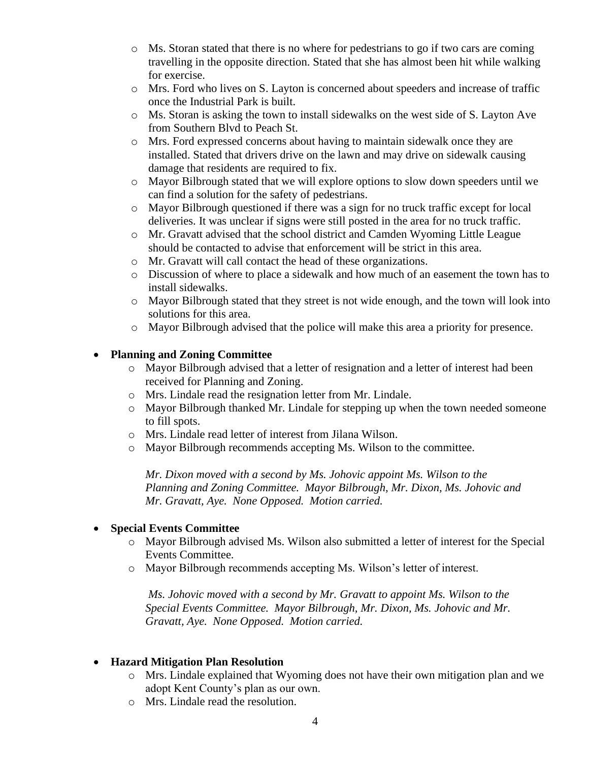- Ms. Storan stated that there is no where for pedestrians to go if two cars are coming travelling in the opposite direction. Stated that she has almost been hit while walking for exercise.
- Mrs. Ford who lives on S. Layton is concerned about speeders and increase of traffic once the Industrial Park is built.
- Ms. Storan is asking the town to install sidewalks on the west side of S. Layton Ave from Southern Blvd to Peach St.
- Mrs. Ford expressed concerns about having to maintain sidewalk once they are installed. Stated that drivers drive on the lawn and may drive on sidewalk causing damage that residents are required to fix.
- Mayor Bilbrough stated that we will explore options to slow down speeders until we can find a solution for the safety of pedestrians.
- Mayor Bilbrough questioned if there was a sign for no truck traffic except for local deliveries. It was unclear if signs were still posted in the area for no truck traffic.
- Mr. Gravatt advised that the school district and Camden Wyoming Little League should be contacted to advise that enforcement will be strict in this area.
- Mr. Gravatt will call contact the head of these organizations.
- Discussion of where to place a sidewalk and how much of an easement the town has to install sidewalks.
- Mayor Bilbrough stated that they street is not wide enough, and the town will look into solutions for this area.
- Mayor Bilbrough advised that the police will make this area a priority for presence.

- **Planning and Zoning Committee**
  - Mayor Bilbrough advised that a letter of resignation and a letter of interest had been received for Planning and Zoning.
  - Mrs. Lindale read the resignation letter from Mr. Lindale.
  - Mayor Bilbrough thanked Mr. Lindale for stepping up when the town needed someone to fill spots.
  - Mrs. Lindale read letter of interest from Jilana Wilson.
  - Mayor Bilbrough recommends accepting Ms. Wilson to the committee.

  *Mr. Dixon moved with a second by Ms. Johovic appoint Ms. Wilson to the Planning and Zoning Committee. Mayor Bilbrough, Mr. Dixon, Ms. Johovic and Mr. Gravatt, Aye. None Opposed. Motion carried.*

- **Special Events Committee**
  - Mayor Bilbrough advised Ms. Wilson also submitted a letter of interest for the Special Events Committee.
  - Mayor Bilbrough recommends accepting Ms. Wilson's letter of interest.

  *Ms. Johovic moved with a second by Mr. Gravatt to appoint Ms. Wilson to the Special Events Committee. Mayor Bilbrough, Mr. Dixon, Ms. Johovic and Mr. Gravatt, Aye. None Opposed. Motion carried.*

- **Hazard Mitigation Plan Resolution**
  - Mrs. Lindale explained that Wyoming does not have their own mitigation plan and we adopt Kent County's plan as our own.
  - Mrs. Lindale read the resolution.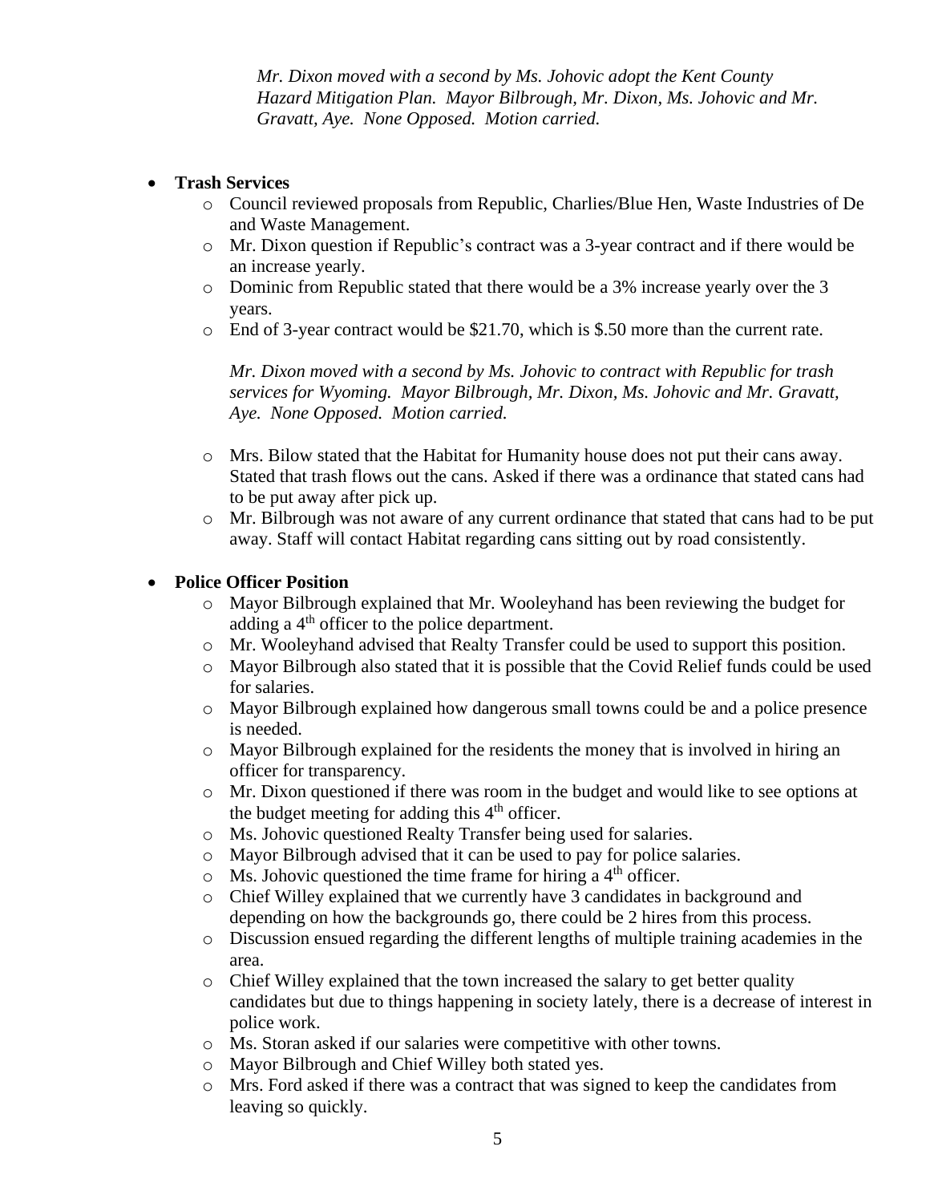*Mr. Dixon moved with a second by Ms. Johovic adopt the Kent County Hazard Mitigation Plan. Mayor Bilbrough, Mr. Dixon, Ms. Johovic and Mr. Gravatt, Aye. None Opposed. Motion carried.*

- **Trash Services**
  - Council reviewed proposals from Republic, Charlies/Blue Hen, Waste Industries of De and Waste Management.
  - Mr. Dixon question if Republic's contract was a 3-year contract and if there would be an increase yearly.
  - Dominic from Republic stated that there would be a 3% increase yearly over the 3 years.
  - End of 3-year contract would be $21.70, which is $.50 more than the current rate.

    *Mr. Dixon moved with a second by Ms. Johovic to contract with Republic for trash services for Wyoming. Mayor Bilbrough, Mr. Dixon, Ms. Johovic and Mr. Gravatt, Aye. None Opposed. Motion carried.*

  - Mrs. Bilow stated that the Habitat for Humanity house does not put their cans away. Stated that trash flows out the cans. Asked if there was a ordinance that stated cans had to be put away after pick up.
  - Mr. Bilbrough was not aware of any current ordinance that stated that cans had to be put away. Staff will contact Habitat regarding cans sitting out by road consistently.

- **Police Officer Position**
  - Mayor Bilbrough explained that Mr. Wooleyhand has been reviewing the budget for adding a 4th officer to the police department.
  - Mr. Wooleyhand advised that Realty Transfer could be used to support this position.
  - Mayor Bilbrough also stated that it is possible that the Covid Relief funds could be used for salaries.
  - Mayor Bilbrough explained how dangerous small towns could be and a police presence is needed.
  - Mayor Bilbrough explained for the residents the money that is involved in hiring an officer for transparency.
  - Mr. Dixon questioned if there was room in the budget and would like to see options at the budget meeting for adding this 4th officer.
  - Ms. Johovic questioned Realty Transfer being used for salaries.
  - Mayor Bilbrough advised that it can be used to pay for police salaries.
  - Ms. Johovic questioned the time frame for hiring a 4th officer.
  - Chief Willey explained that we currently have 3 candidates in background and depending on how the backgrounds go, there could be 2 hires from this process.
  - Discussion ensued regarding the different lengths of multiple training academies in the area.
  - Chief Willey explained that the town increased the salary to get better quality candidates but due to things happening in society lately, there is a decrease of interest in police work.
  - Ms. Storan asked if our salaries were competitive with other towns.
  - Mayor Bilbrough and Chief Willey both stated yes.
  - Mrs. Ford asked if there was a contract that was signed to keep the candidates from leaving so quickly.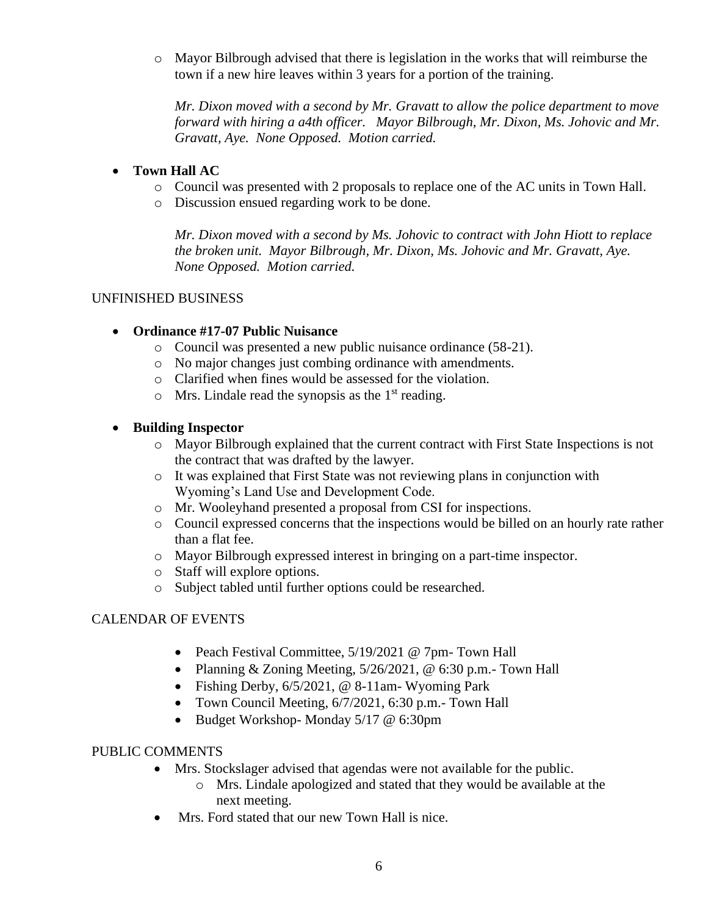- Mayor Bilbrough advised that there is legislation in the works that will reimburse the town if a new hire leaves within 3 years for a portion of the training.

  *Mr. Dixon moved with a second by Mr. Gravatt to allow the police department to move forward with hiring a a4th officer. Mayor Bilbrough, Mr. Dixon, Ms. Johovic and Mr. Gravatt, Aye. None Opposed. Motion carried.*

- **Town Hall AC**
  - Council was presented with 2 proposals to replace one of the AC units in Town Hall.
  - Discussion ensued regarding work to be done.

    *Mr. Dixon moved with a second by Ms. Johovic to contract with John Hiott to replace the broken unit. Mayor Bilbrough, Mr. Dixon, Ms. Johovic and Mr. Gravatt, Aye. None Opposed. Motion carried.*

UNFINISHED BUSINESS

- **Ordinance #17-07 Public Nuisance**
  - Council was presented a new public nuisance ordinance (58-21).
  - No major changes just combing ordinance with amendments.
  - Clarified when fines would be assessed for the violation.
  - Mrs. Lindale read the synopsis as the 1st reading.

- **Building Inspector**
  - Mayor Bilbrough explained that the current contract with First State Inspections is not the contract that was drafted by the lawyer.
  - It was explained that First State was not reviewing plans in conjunction with Wyoming's Land Use and Development Code.
  - Mr. Wooleyhand presented a proposal from CSI for inspections.
  - Council expressed concerns that the inspections would be billed on an hourly rate rather than a flat fee.
  - Mayor Bilbrough expressed interest in bringing on a part-time inspector.
  - Staff will explore options.
  - Subject tabled until further options could be researched.

CALENDAR OF EVENTS

- Peach Festival Committee, 5/19/2021 @ 7pm- Town Hall
- Planning & Zoning Meeting, 5/26/2021, @ 6:30 p.m.- Town Hall
- Fishing Derby, 6/5/2021, @ 8-11am- Wyoming Park
- Town Council Meeting, 6/7/2021, 6:30 p.m.- Town Hall
- Budget Workshop- Monday 5/17 @ 6:30pm

PUBLIC COMMENTS

- Mrs. Stockslager advised that agendas were not available for the public.
  - Mrs. Lindale apologized and stated that they would be available at the next meeting.
- Mrs. Ford stated that our new Town Hall is nice.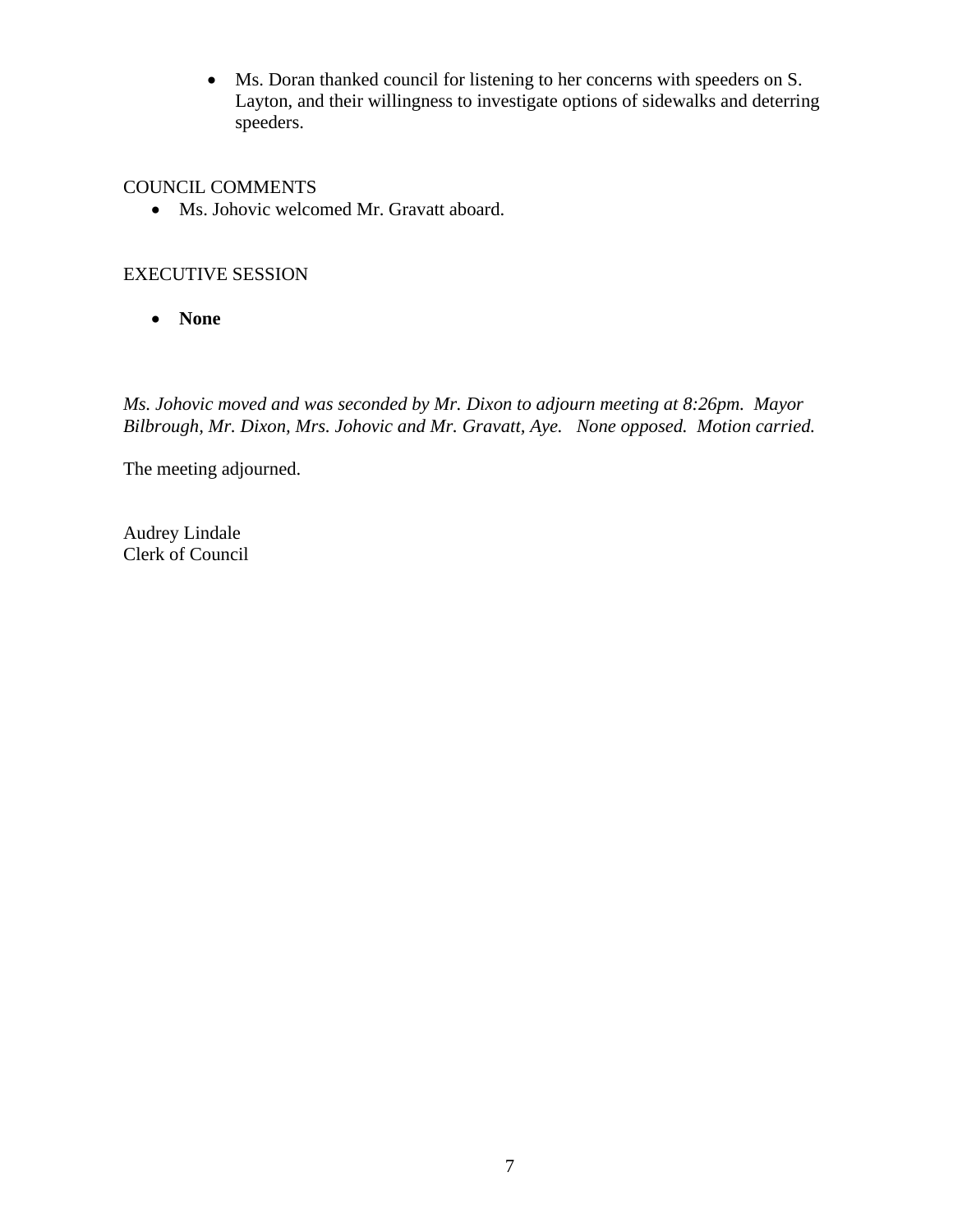- Ms. Doran thanked council for listening to her concerns with speeders on S. Layton, and their willingness to investigate options of sidewalks and deterring speeders.

COUNCIL COMMENTS

- Ms. Johovic welcomed Mr. Gravatt aboard.

EXECUTIVE SESSION

- **None**

*Ms. Johovic moved and was seconded by Mr. Dixon to adjourn meeting at 8:26pm. Mayor Bilbrough, Mr. Dixon, Mrs. Johovic and Mr. Gravatt, Aye. None opposed. Motion carried.*

The meeting adjourned.

Audrey Lindale
Clerk of Council